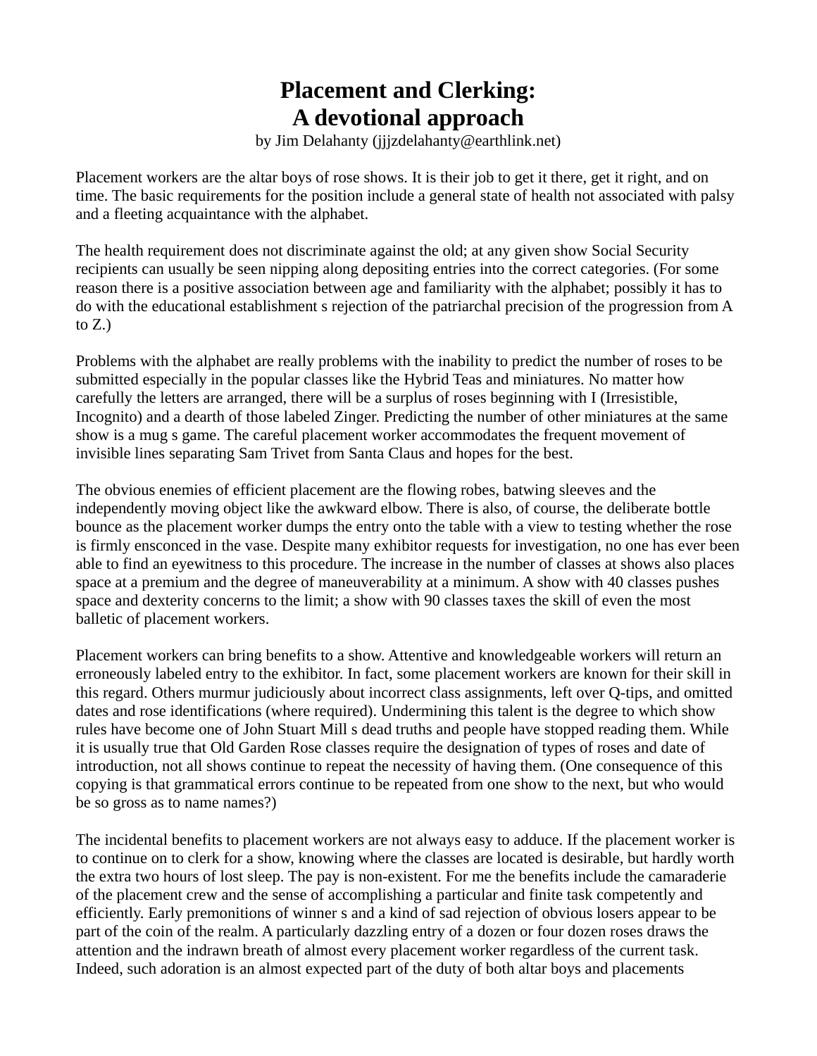# Placement and Clerking:
# A devotional approach

by Jim Delahanty (jjjzdelahanty@earthlink.net)

Placement workers are the altar boys of rose shows. It is their job to get it there, get it right, and on time. The basic requirements for the position include a general state of health not associated with palsy and a fleeting acquaintance with the alphabet.

The health requirement does not discriminate against the old; at any given show Social Security recipients can usually be seen nipping along depositing entries into the correct categories. (For some reason there is a positive association between age and familiarity with the alphabet; possibly it has to do with the educational establishment s rejection of the patriarchal precision of the progression from A to Z.)

Problems with the alphabet are really problems with the inability to predict the number of roses to be submitted especially in the popular classes like the Hybrid Teas and miniatures. No matter how carefully the letters are arranged, there will be a surplus of roses beginning with I (Irresistible, Incognito) and a dearth of those labeled Zinger. Predicting the number of other miniatures at the same show is a mug s game. The careful placement worker accommodates the frequent movement of invisible lines separating Sam Trivet from Santa Claus and hopes for the best.

The obvious enemies of efficient placement are the flowing robes, batwing sleeves and the independently moving object like the awkward elbow. There is also, of course, the deliberate bottle bounce as the placement worker dumps the entry onto the table with a view to testing whether the rose is firmly ensconced in the vase. Despite many exhibitor requests for investigation, no one has ever been able to find an eyewitness to this procedure. The increase in the number of classes at shows also places space at a premium and the degree of maneuverability at a minimum. A show with 40 classes pushes space and dexterity concerns to the limit; a show with 90 classes taxes the skill of even the most balletic of placement workers.

Placement workers can bring benefits to a show. Attentive and knowledgeable workers will return an erroneously labeled entry to the exhibitor. In fact, some placement workers are known for their skill in this regard. Others murmur judiciously about incorrect class assignments, left over Q-tips, and omitted dates and rose identifications (where required). Undermining this talent is the degree to which show rules have become one of John Stuart Mill s dead truths and people have stopped reading them. While it is usually true that Old Garden Rose classes require the designation of types of roses and date of introduction, not all shows continue to repeat the necessity of having them. (One consequence of this copying is that grammatical errors continue to be repeated from one show to the next, but who would be so gross as to name names?)

The incidental benefits to placement workers are not always easy to adduce. If the placement worker is to continue on to clerk for a show, knowing where the classes are located is desirable, but hardly worth the extra two hours of lost sleep. The pay is non-existent. For me the benefits include the camaraderie of the placement crew and the sense of accomplishing a particular and finite task competently and efficiently. Early premonitions of winner s and a kind of sad rejection of obvious losers appear to be part of the coin of the realm. A particularly dazzling entry of a dozen or four dozen roses draws the attention and the indrawn breath of almost every placement worker regardless of the current task. Indeed, such adoration is an almost expected part of the duty of both altar boys and placements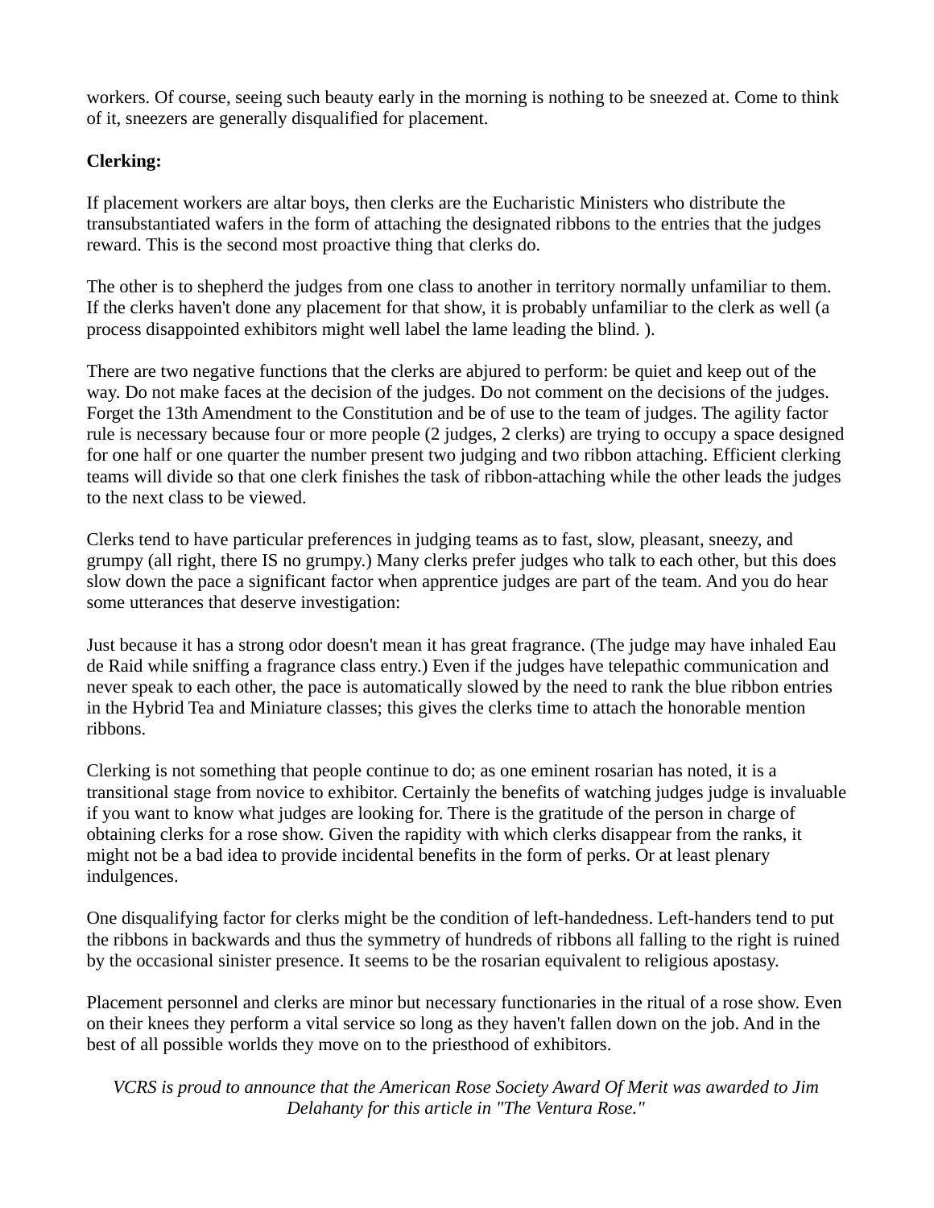workers. Of course, seeing such beauty early in the morning is nothing to be sneezed at. Come to think of it, sneezers are generally disqualified for placement.

**Clerking:**

If placement workers are altar boys, then clerks are the Eucharistic Ministers who distribute the transubstantiated wafers in the form of attaching the designated ribbons to the entries that the judges reward. This is the second most proactive thing that clerks do.

The other is to shepherd the judges from one class to another in territory normally unfamiliar to them. If the clerks haven't done any placement for that show, it is probably unfamiliar to the clerk as well (a process disappointed exhibitors might well label the lame leading the blind. ).

There are two negative functions that the clerks are abjured to perform: be quiet and keep out of the way. Do not make faces at the decision of the judges. Do not comment on the decisions of the judges. Forget the 13th Amendment to the Constitution and be of use to the team of judges. The agility factor rule is necessary because four or more people (2 judges, 2 clerks) are trying to occupy a space designed for one half or one quarter the number present two judging and two ribbon attaching. Efficient clerking teams will divide so that one clerk finishes the task of ribbon-attaching while the other leads the judges to the next class to be viewed.

Clerks tend to have particular preferences in judging teams as to fast, slow, pleasant, sneezy, and grumpy (all right, there IS no grumpy.) Many clerks prefer judges who talk to each other, but this does slow down the pace a significant factor when apprentice judges are part of the team. And you do hear some utterances that deserve investigation:

Just because it has a strong odor doesn't mean it has great fragrance. (The judge may have inhaled Eau de Raid while sniffing a fragrance class entry.) Even if the judges have telepathic communication and never speak to each other, the pace is automatically slowed by the need to rank the blue ribbon entries in the Hybrid Tea and Miniature classes; this gives the clerks time to attach the honorable mention ribbons.

Clerking is not something that people continue to do; as one eminent rosarian has noted, it is a transitional stage from novice to exhibitor. Certainly the benefits of watching judges judge is invaluable if you want to know what judges are looking for. There is the gratitude of the person in charge of obtaining clerks for a rose show. Given the rapidity with which clerks disappear from the ranks, it might not be a bad idea to provide incidental benefits in the form of perks. Or at least plenary indulgences.

One disqualifying factor for clerks might be the condition of left-handedness. Left-handers tend to put the ribbons in backwards and thus the symmetry of hundreds of ribbons all falling to the right is ruined by the occasional sinister presence. It seems to be the rosarian equivalent to religious apostasy.

Placement personnel and clerks are minor but necessary functionaries in the ritual of a rose show. Even on their knees they perform a vital service so long as they haven't fallen down on the job. And in the best of all possible worlds they move on to the priesthood of exhibitors.

*VCRS is proud to announce that the American Rose Society Award Of Merit was awarded to Jim Delahanty for this article in "The Ventura Rose."*